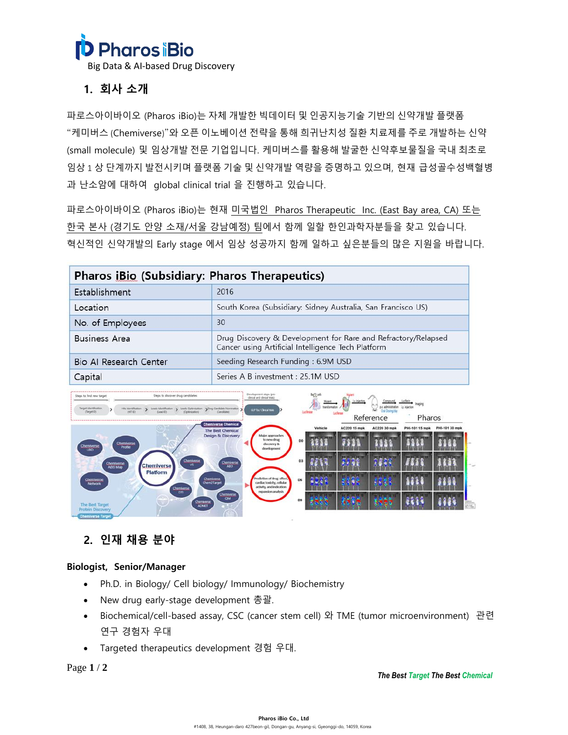Pharos iBio
Big Data & AI-based Drug Discovery

## 1. 회사 소개

파로스아이바이오 (Pharos iBio)는 자체 개발한 빅데이터 및 인공지능기술 기반의 신약개발 플랫폼 "케미버스 (Chemiverse)"와 오픈 이노베이션 전략을 통해 희귀난치성 질환 치료제를 주로 개발하는 신약 (small molecule) 및 임상개발 전문 기업입니다. 케미버스를 활용해 발굴한 신약후보물질을 국내 최초로 임상 1 상 단계까지 발전시키며 플랫폼 기술 및 신약개발 역량을 증명하고 있으며, 현재 급성골수성백혈병과 난소암에 대하여 global clinical trial 을 진행하고 있습니다.

파로스아이바이오 (Pharos iBio)는 현재 미국법인 Pharos Therapeutic Inc. (East Bay area, CA) 또는 한국 본사 (경기도 안양 소재/서울 강남예정) 팀에서 함께 일할 한인과학자분들을 찾고 있습니다. 혁신적인 신약개발의 Early stage 에서 임상 성공까지 함께 일하고 싶은분들의 많은 지원을 바랍니다.

| Pharos iBio (Subsidiary: Pharos Therapeutics) | |
|---|---|
| Establishment | 2016 |
| Location | South Korea (Subsidiary: Sidney Australia, San Francisco US) |
| No. of Employees | 30 |
| Business Area | Drug Discovery & Development for Rare and Refractory/Relapsed Cancer using Artificial Intelligence Tech Platform |
| Bio AI Research Center | Seeding Research Funding : 6.9M USD |
| Capital | Series A B investment : 25.1M USD |

## 2. 인재 채용 분야

**Biologist, Senior/Manager**

- Ph.D. in Biology/ Cell biology/ Immunology/ Biochemistry
- New drug early-stage development 총괄.
- Biochemical/cell-based assay, CSC (cancer stem cell) 와 TME (tumor microenvironment) 관련 연구 경험자 우대
- Targeted therapeutics development 경험 우대.

*The Best Target The Best Chemical*

Pharos iBio Co., Ltd
#1408, 38, Heungan-daro 427beon-gil, Dongan-gu, Anyang-si, Gyeonggi-do, 14059, Korea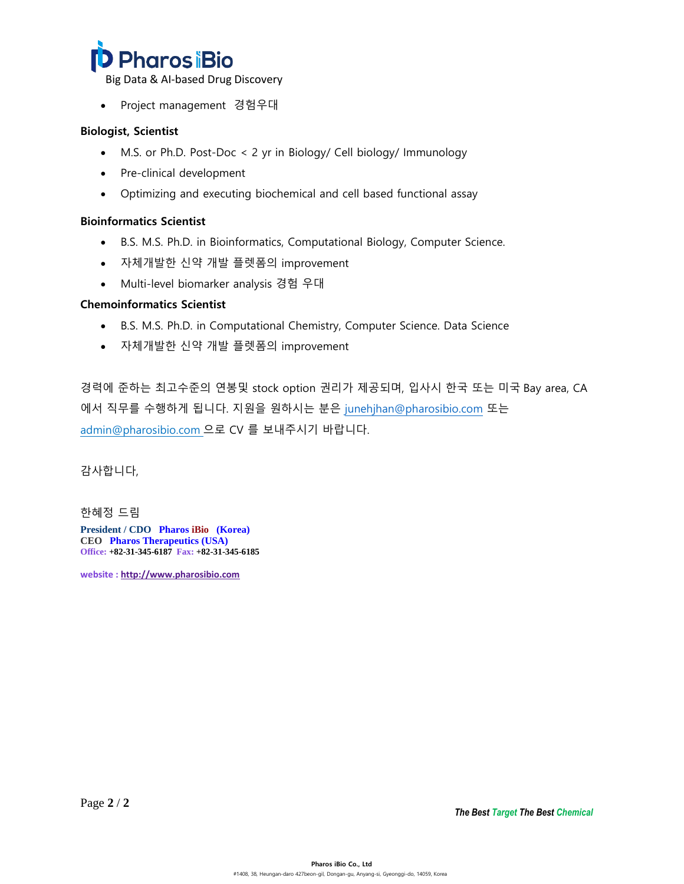- Project management 경험우대

**Biologist, Scientist**

- M.S. or Ph.D. Post-Doc < 2 yr in Biology/ Cell biology/ Immunology
- Pre-clinical development
- Optimizing and executing biochemical and cell based functional assay

**Bioinformatics Scientist**

- B.S. M.S. Ph.D. in Bioinformatics, Computational Biology, Computer Science.
- 자체개발한 신약 개발 플렛폼의 improvement
- Multi-level biomarker analysis 경험 우대

**Chemoinformatics Scientist**

- B.S. M.S. Ph.D. in Computational Chemistry, Computer Science. Data Science
- 자체개발한 신약 개발 플렛폼의 improvement

경력에 준하는 최고수준의 연봉및 stock option 권리가 제공되며, 입사시 한국 또는 미국 Bay area, CA 에서 직무를 수행하게 됩니다. 지원을 원하시는 분은 junehjhan@pharosibio.com 또는 admin@pharosibio.com 으로 CV 를 보내주시기 바랍니다.

감사합니다,

한혜정 드림

**President / CDO Pharos iBio (Korea)**
**CEO Pharos Therapeutics (USA)**
**Office: +82-31-345-6187 Fax: +82-31-345-6185**

**website : http://www.pharosibio.com**

***The Best Target The Best Chemical***

**Pharos iBio Co., Ltd**
#1408, 38, Heungan-daro 427beon-gil, Dongan-gu, Anyang-si, Gyeonggi-do, 14059, Korea